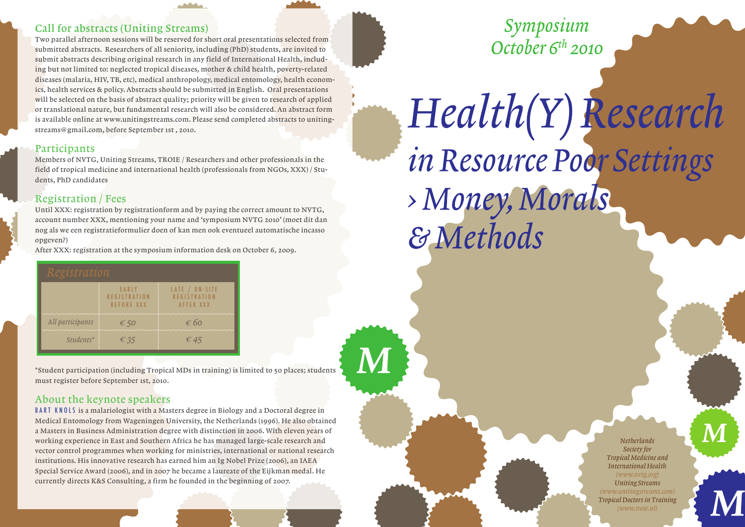## Call for abstracts (Uniting Streams)

Two parallel afternoon sessions will be reserved for short oral presentations selected from submitted abstracts. Researchers of all seniority, including (PhD) students, are invited to submit abstracts describing original research in any field of International Health, including but not limited to: neglected tropical diseases, mother & child health, poverty-related diseases (malaria, HIV, TB, etc), medical anthropology, medical entomology, health economics, health services & policy. Abstracts should be submitted in English. Oral presentations will be selected on the basis of abstract quality; priority will be given to research of applied or translational nature, but fundamental research will also be considered. An abstract form is available online at www.unitingstreams.com. Please send completed abstracts to unitingstreams@gmail.com, before September 1st , 2010.

## Participants

Members of NVTG, Uniting Streams, TROIE / Researchers and other professionals in the field of tropical medicine and international health (professionals from NGOs, XXX) / Students, PhD candidates

## Registration / Fees

Until XXX: registration by registrationform and by paying the correct amount to NVTG, account number XXX, mentioning your name and 'symposium NVTG 2010' (moet dit dan nog als we een registratieformulier doen of kan men ook eventueel automatische incasso opgeven?)

After XXX: registration at the symposium information desk on October 6, 2009.

*Registration*

| | EARLY REGISTRATION BEFORE XXX | LATE / ON-SITE REGISTRATION AFTER XXX |
|---|---|---|
| *All participants* | € 50 | € 60 |
| *Students** | € 35 | € 45 |

*Student participation (including Tropical MDs in training) is limited to 50 places; students must register before September 1st, 2010.

## About the keynote speakers

BART KNOLS is a malariologist with a Masters degree in Biology and a Doctoral degree in Medical Entomology from Wageningen University, the Netherlands (1996). He also obtained a Masters in Business Administration degree with distinction in 2006. With eleven years of working experience in East and Southern Africa he has managed large-scale research and vector control programmes when working for ministries, international or national research institutions. His innovative research has earned him an Ig Nobel Prize (2006), an IAEA Special Service Award (2006), and in 2007 he became a laureate of the Eijkman medal. He currently directs K&S Consulting, a firm he founded in the beginning of 2007.

*Symposium*
*October 6th 2010*

# *Health(Y) Research in Resource Poor Settings › Money, Morals & Methods*

M

*Netherlands Society for Tropical Medicine and International Health*
*(www.nvtg.org)*
*Uniting Streams*
*(www.unitingstreams.com)*
*Tropical Doctors in Training*
*(www.troie.nl)*

M

M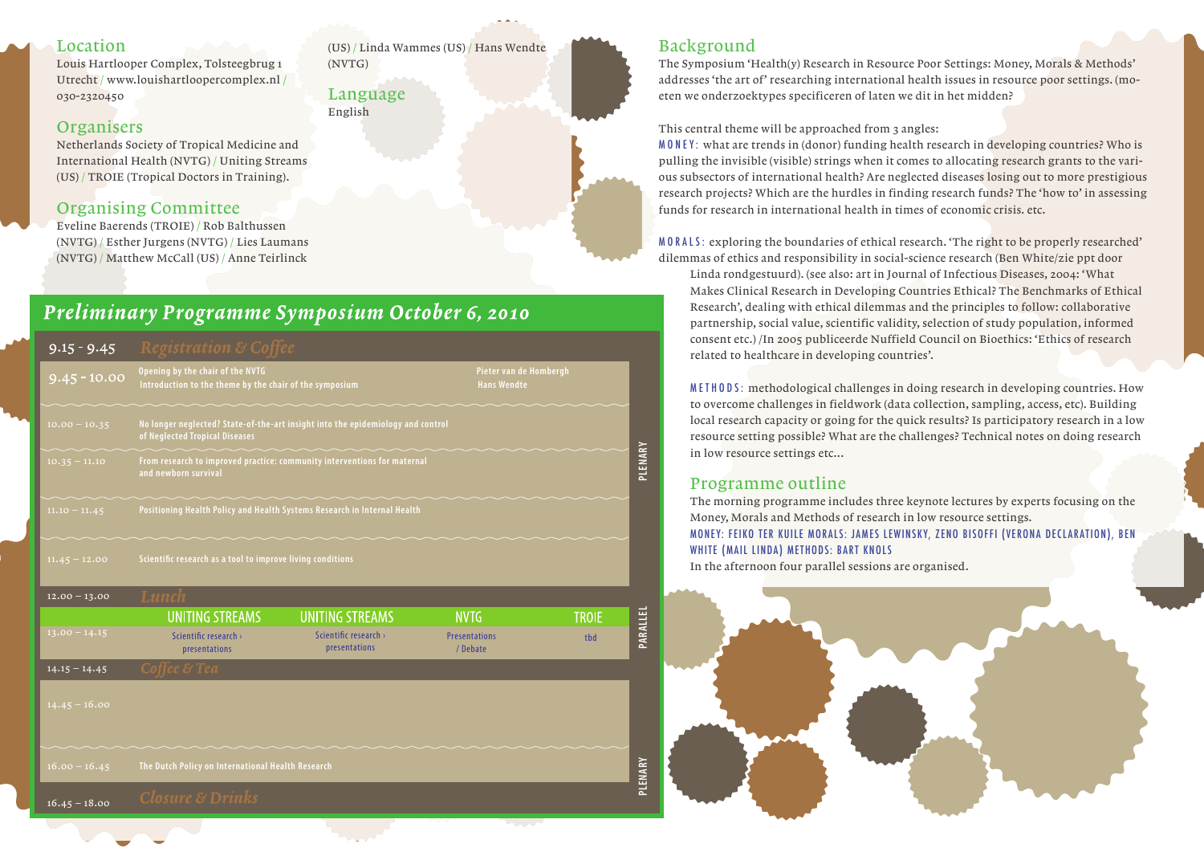## Location

Louis Hartlooper Complex, Tolsteegbrug 1
Utrecht / www.louishartloopercomplex.nl /
030-2320450

## Organisers

Netherlands Society of Tropical Medicine and International Health (NVTG) / Uniting Streams (US) / TROIE (Tropical Doctors in Training).

## Organising Committee

Eveline Baerends (TROIE) / Rob Balthussen (NVTG) / Esther Jurgens (NVTG) / Lies Laumans (NVTG) / Matthew McCall (US) / Anne Teirlinck (US) / Linda Wammes (US) / Hans Wendte (NVTG)

## Language

English

# *Preliminary Programme Symposium October 6, 2010*

| | | | | | |
|---|---|---|---|---|---|
| 9.15 - 9.45 | *Registration & Coffee* | | | | |
| 9.45 - 10.00 | Opening by the chair of the NVTG<br>Introduction to the theme by the chair of the symposium | | Pieter van de Hombergh<br>Hans Wendte | | PLENARY |
| 10.00 – 10.35 | No longer neglected? State-of-the-art insight into the epidemiology and control of Neglected Tropical Diseases | | | | PLENARY |
| 10.35 – 11.10 | From research to improved practice: community interventions for maternal and newborn survival | | | | PLENARY |
| 11.10 – 11.45 | Positioning Health Policy and Health Systems Research in Internal Health | | | | PLENARY |
| 11.45 – 12.00 | Scientific research as a tool to improve living conditions | | | | PLENARY |
| 12.00 – 13.00 | *Lunch* | | | | |
| | UNITING STREAMS | UNITING STREAMS | NVTG | TROIE | PARALLEL |
| 13.00 – 14.15 | Scientific research › presentations | Scientific research › presentations | Presentations / Debate | tbd | PARALLEL |
| 14.15 – 14.45 | *Coffee & Tea* | | | | |
| 14.45 – 16.00 | | | | | PLENARY |
| 16.00 – 16.45 | The Dutch Policy on International Health Research | | | | PLENARY |
| 16.45 – 18.00 | *Closure & Drinks* | | | | |

## Background

The Symposium 'Health(y) Research in Resource Poor Settings: Money, Morals & Methods' addresses 'the art of' researching international health issues in resource poor settings. (moeten we onderzoektypes specificeren of laten we dit in het midden?

This central theme will be approached from 3 angles:

MONEY: what are trends in (donor) funding health research in developing countries? Who is pulling the invisible (visible) strings when it comes to allocating research grants to the various subsectors of international health? Are neglected diseases losing out to more prestigious research projects? Which are the hurdles in finding research funds? The 'how to' in assessing funds for research in international health in times of economic crisis. etc.

MORALS: exploring the boundaries of ethical research. 'The right to be properly researched' dilemmas of ethics and responsibility in social-science research (Ben White/zie ppt door Linda rondgestuurd). (see also: art in Journal of Infectious Diseases, 2004: 'What Makes Clinical Research in Developing Countries Ethical? The Benchmarks of Ethical Research', dealing with ethical dilemmas and the principles to follow: collaborative partnership, social value, scientific validity, selection of study population, informed consent etc.) /In 2005 publiceerde Nuffield Council on Bioethics: 'Ethics of research related to healthcare in developing countries'.

METHODS: methodological challenges in doing research in developing countries. How to overcome challenges in fieldwork (data collection, sampling, access, etc). Building local research capacity or going for the quick results? Is participatory research in a low resource setting possible? What are the challenges? Technical notes on doing research in low resource settings etc...

## Programme outline

The morning programme includes three keynote lectures by experts focusing on the Money, Morals and Methods of research in low resource settings.
MONEY: FEIKO TER KUILE MORALS: JAMES LEWINSKY, ZENO BISOFFI (VERONA DECLARATION), BEN WHITE (MAIL LINDA) METHODS: BART KNOLS
In the afternoon four parallel sessions are organised.